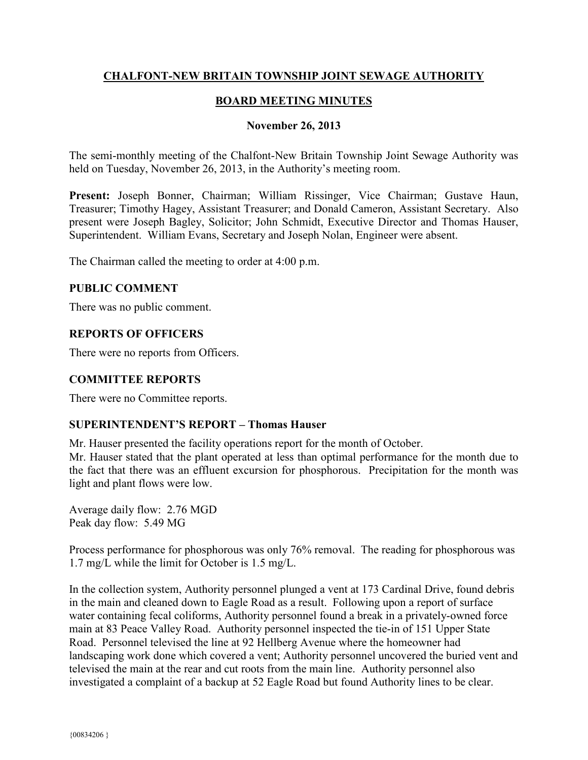# CHALFONT-NEW BRITAIN TOWNSHIP JOINT SEWAGE AUTHORITY

## BOARD MEETING MINUTES

### November 26, 2013

The semi-monthly meeting of the Chalfont-New Britain Township Joint Sewage Authority was held on Tuesday, November 26, 2013, in the Authority's meeting room.

**Present:** Joseph Bonner, Chairman; William Rissinger, Vice Chairman; Gustave Haun, Treasurer; Timothy Hagey, Assistant Treasurer; and Donald Cameron, Assistant Secretary. Also present were Joseph Bagley, Solicitor; John Schmidt, Executive Director and Thomas Hauser, Superintendent. William Evans, Secretary and Joseph Nolan, Engineer were absent.

The Chairman called the meeting to order at 4:00 p.m.

### PUBLIC COMMENT

There was no public comment.

### REPORTS OF OFFICERS

There were no reports from Officers.

### COMMITTEE REPORTS

There were no Committee reports.

### SUPERINTENDENT'S REPORT – Thomas Hauser

Mr. Hauser presented the facility operations report for the month of October.
Mr. Hauser stated that the plant operated at less than optimal performance for the month due to the fact that there was an effluent excursion for phosphorous. Precipitation for the month was light and plant flows were low.

Average daily flow: 2.76 MGD
Peak day flow: 5.49 MG

Process performance for phosphorous was only 76% removal. The reading for phosphorous was 1.7 mg/L while the limit for October is 1.5 mg/L.

In the collection system, Authority personnel plunged a vent at 173 Cardinal Drive, found debris in the main and cleaned down to Eagle Road as a result. Following upon a report of surface water containing fecal coliforms, Authority personnel found a break in a privately-owned force main at 83 Peace Valley Road. Authority personnel inspected the tie-in of 151 Upper State Road. Personnel televised the line at 92 Hellberg Avenue where the homeowner had landscaping work done which covered a vent; Authority personnel uncovered the buried vent and televised the main at the rear and cut roots from the main line. Authority personnel also investigated a complaint of a backup at 52 Eagle Road but found Authority lines to be clear.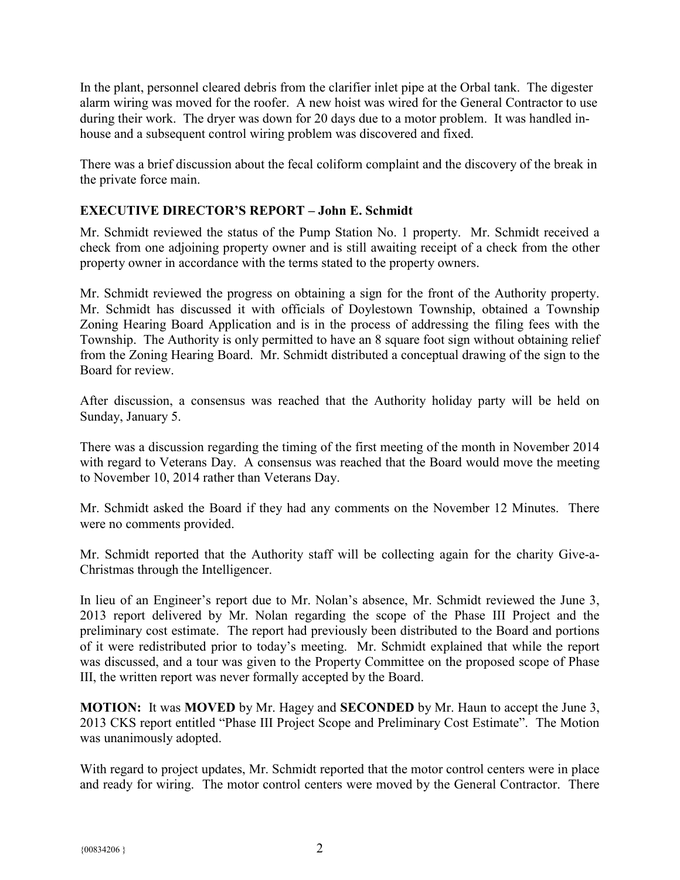In the plant, personnel cleared debris from the clarifier inlet pipe at the Orbal tank. The digester alarm wiring was moved for the roofer. A new hoist was wired for the General Contractor to use during their work. The dryer was down for 20 days due to a motor problem. It was handled in-house and a subsequent control wiring problem was discovered and fixed.

There was a brief discussion about the fecal coliform complaint and the discovery of the break in the private force main.

**EXECUTIVE DIRECTOR'S REPORT – John E. Schmidt**

Mr. Schmidt reviewed the status of the Pump Station No. 1 property. Mr. Schmidt received a check from one adjoining property owner and is still awaiting receipt of a check from the other property owner in accordance with the terms stated to the property owners.

Mr. Schmidt reviewed the progress on obtaining a sign for the front of the Authority property. Mr. Schmidt has discussed it with officials of Doylestown Township, obtained a Township Zoning Hearing Board Application and is in the process of addressing the filing fees with the Township. The Authority is only permitted to have an 8 square foot sign without obtaining relief from the Zoning Hearing Board. Mr. Schmidt distributed a conceptual drawing of the sign to the Board for review.

After discussion, a consensus was reached that the Authority holiday party will be held on Sunday, January 5.

There was a discussion regarding the timing of the first meeting of the month in November 2014 with regard to Veterans Day. A consensus was reached that the Board would move the meeting to November 10, 2014 rather than Veterans Day.

Mr. Schmidt asked the Board if they had any comments on the November 12 Minutes. There were no comments provided.

Mr. Schmidt reported that the Authority staff will be collecting again for the charity Give-a-Christmas through the Intelligencer.

In lieu of an Engineer's report due to Mr. Nolan's absence, Mr. Schmidt reviewed the June 3, 2013 report delivered by Mr. Nolan regarding the scope of the Phase III Project and the preliminary cost estimate. The report had previously been distributed to the Board and portions of it were redistributed prior to today's meeting. Mr. Schmidt explained that while the report was discussed, and a tour was given to the Property Committee on the proposed scope of Phase III, the written report was never formally accepted by the Board.

**MOTION:** It was **MOVED** by Mr. Hagey and **SECONDED** by Mr. Haun to accept the June 3, 2013 CKS report entitled "Phase III Project Scope and Preliminary Cost Estimate". The Motion was unanimously adopted.

With regard to project updates, Mr. Schmidt reported that the motor control centers were in place and ready for wiring. The motor control centers were moved by the General Contractor. There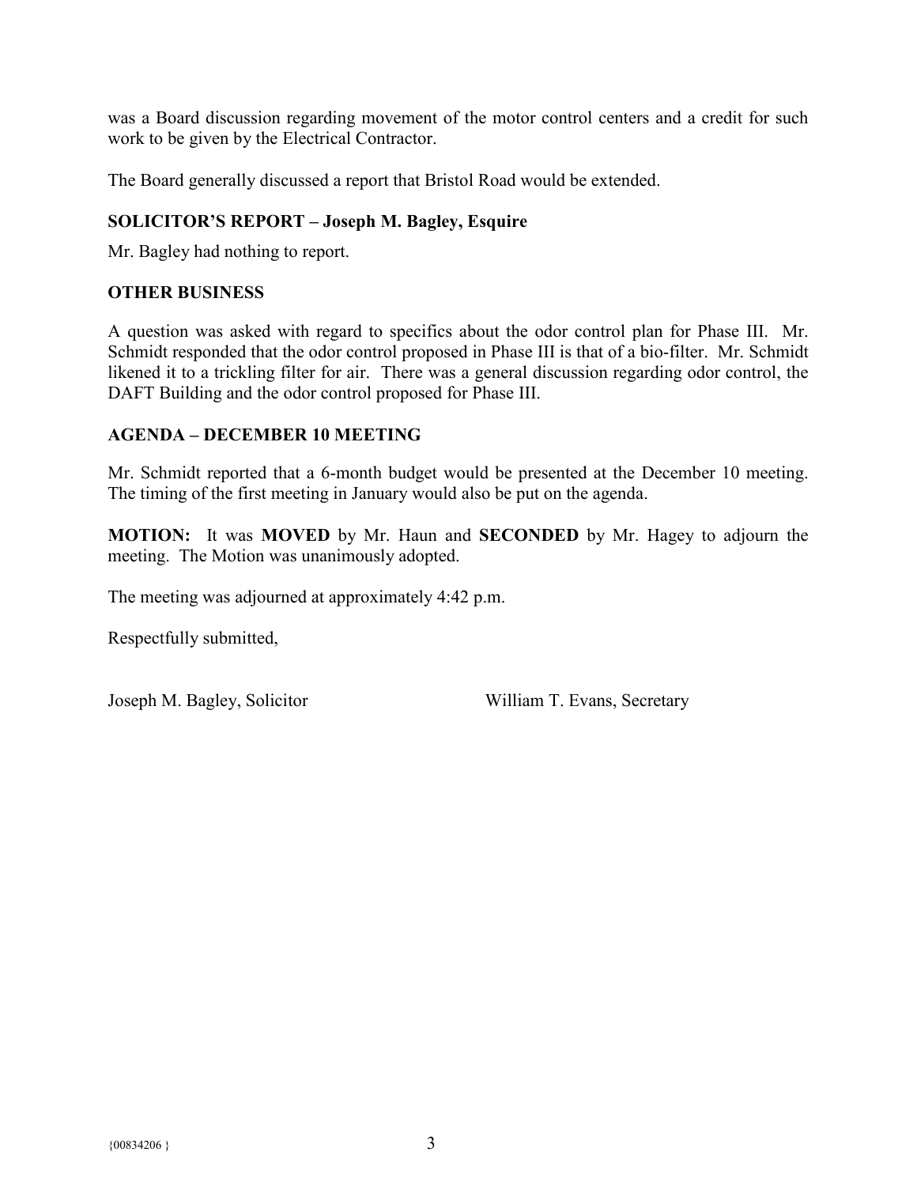was a Board discussion regarding movement of the motor control centers and a credit for such work to be given by the Electrical Contractor.

The Board generally discussed a report that Bristol Road would be extended.

**SOLICITOR'S REPORT – Joseph M. Bagley, Esquire**

Mr. Bagley had nothing to report.

**OTHER BUSINESS**

A question was asked with regard to specifics about the odor control plan for Phase III. Mr. Schmidt responded that the odor control proposed in Phase III is that of a bio-filter. Mr. Schmidt likened it to a trickling filter for air. There was a general discussion regarding odor control, the DAFT Building and the odor control proposed for Phase III.

**AGENDA – DECEMBER 10 MEETING**

Mr. Schmidt reported that a 6-month budget would be presented at the December 10 meeting. The timing of the first meeting in January would also be put on the agenda.

**MOTION:** It was **MOVED** by Mr. Haun and **SECONDED** by Mr. Hagey to adjourn the meeting. The Motion was unanimously adopted.

The meeting was adjourned at approximately 4:42 p.m.

Respectfully submitted,

Joseph M. Bagley, Solicitor

William T. Evans, Secretary

{00834206 }